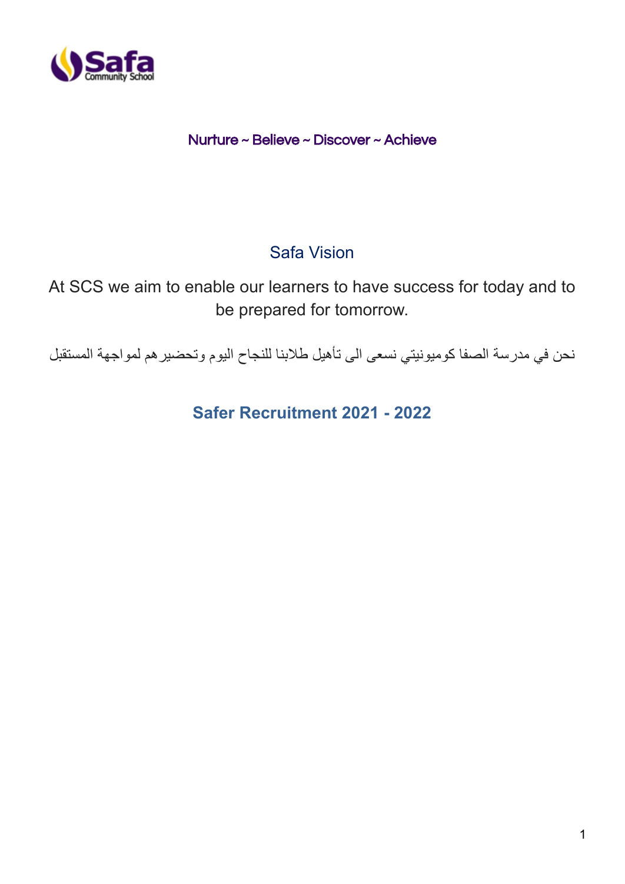Safa Community School

Nurture ~ Believe ~ Discover ~ Achieve

## Safa Vision

At SCS we aim to enable our learners to have success for today and to be prepared for tomorrow.

نحن في مدرسة الصفا كوميونيتي نسعى الى تأهيل طلابنا للنجاح اليوم وتحضيرهم لمواجهة المستقبل

# Safer Recruitment 2021 - 2022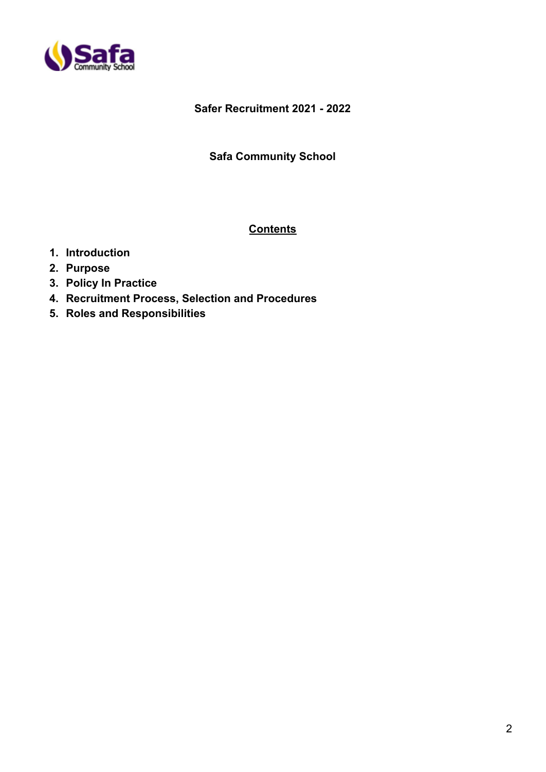**Safer Recruitment 2021 - 2022**

**Safa Community School**

## Contents

1. **Introduction**
2. **Purpose**
3. **Policy In Practice**
4. **Recruitment Process, Selection and Procedures**
5. **Roles and Responsibilities**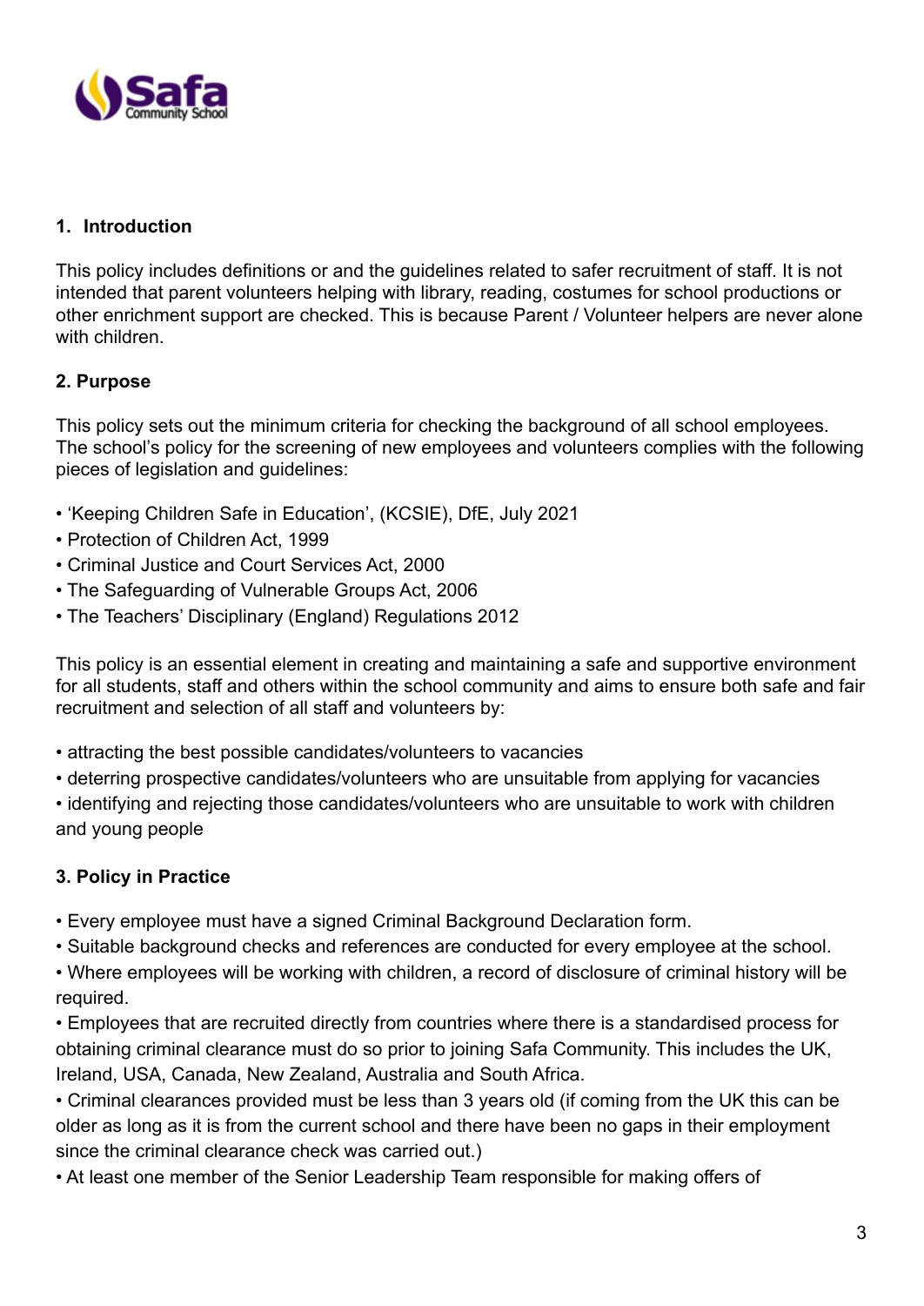## 1. Introduction

This policy includes definitions or and the guidelines related to safer recruitment of staff. It is not intended that parent volunteers helping with library, reading, costumes for school productions or other enrichment support are checked. This is because Parent / Volunteer helpers are never alone with children.

## 2. Purpose

This policy sets out the minimum criteria for checking the background of all school employees. The school's policy for the screening of new employees and volunteers complies with the following pieces of legislation and guidelines:

- 'Keeping Children Safe in Education', (KCSIE), DfE, July 2021
- Protection of Children Act, 1999
- Criminal Justice and Court Services Act, 2000
- The Safeguarding of Vulnerable Groups Act, 2006
- The Teachers' Disciplinary (England) Regulations 2012

This policy is an essential element in creating and maintaining a safe and supportive environment for all students, staff and others within the school community and aims to ensure both safe and fair recruitment and selection of all staff and volunteers by:

- attracting the best possible candidates/volunteers to vacancies
- deterring prospective candidates/volunteers who are unsuitable from applying for vacancies
- identifying and rejecting those candidates/volunteers who are unsuitable to work with children and young people

## 3. Policy in Practice

- Every employee must have a signed Criminal Background Declaration form.
- Suitable background checks and references are conducted for every employee at the school.
- Where employees will be working with children, a record of disclosure of criminal history will be required.
- Employees that are recruited directly from countries where there is a standardised process for obtaining criminal clearance must do so prior to joining Safa Community. This includes the UK, Ireland, USA, Canada, New Zealand, Australia and South Africa.
- Criminal clearances provided must be less than 3 years old (if coming from the UK this can be older as long as it is from the current school and there have been no gaps in their employment since the criminal clearance check was carried out.)
- At least one member of the Senior Leadership Team responsible for making offers of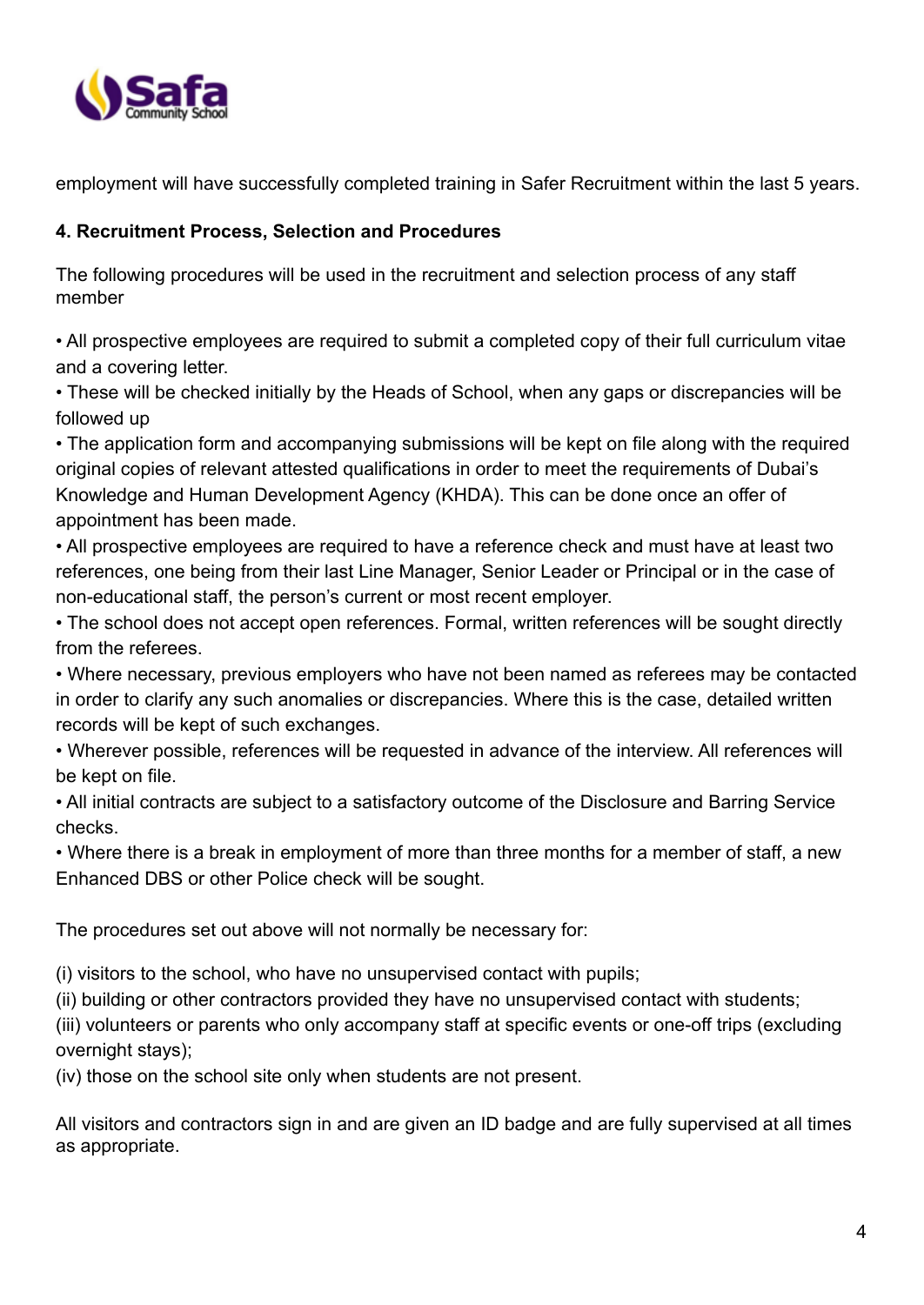employment will have successfully completed training in Safer Recruitment within the last 5 years.

**4. Recruitment Process, Selection and Procedures**

The following procedures will be used in the recruitment and selection process of any staff member

- All prospective employees are required to submit a completed copy of their full curriculum vitae and a covering letter.
- These will be checked initially by the Heads of School, when any gaps or discrepancies will be followed up
- The application form and accompanying submissions will be kept on file along with the required original copies of relevant attested qualifications in order to meet the requirements of Dubai's Knowledge and Human Development Agency (KHDA). This can be done once an offer of appointment has been made.
- All prospective employees are required to have a reference check and must have at least two references, one being from their last Line Manager, Senior Leader or Principal or in the case of non-educational staff, the person's current or most recent employer.
- The school does not accept open references. Formal, written references will be sought directly from the referees.
- Where necessary, previous employers who have not been named as referees may be contacted in order to clarify any such anomalies or discrepancies. Where this is the case, detailed written records will be kept of such exchanges.
- Wherever possible, references will be requested in advance of the interview. All references will be kept on file.
- All initial contracts are subject to a satisfactory outcome of the Disclosure and Barring Service checks.
- Where there is a break in employment of more than three months for a member of staff, a new Enhanced DBS or other Police check will be sought.

The procedures set out above will not normally be necessary for:

(i) visitors to the school, who have no unsupervised contact with pupils;
(ii) building or other contractors provided they have no unsupervised contact with students;
(iii) volunteers or parents who only accompany staff at specific events or one-off trips (excluding overnight stays);
(iv) those on the school site only when students are not present.

All visitors and contractors sign in and are given an ID badge and are fully supervised at all times as appropriate.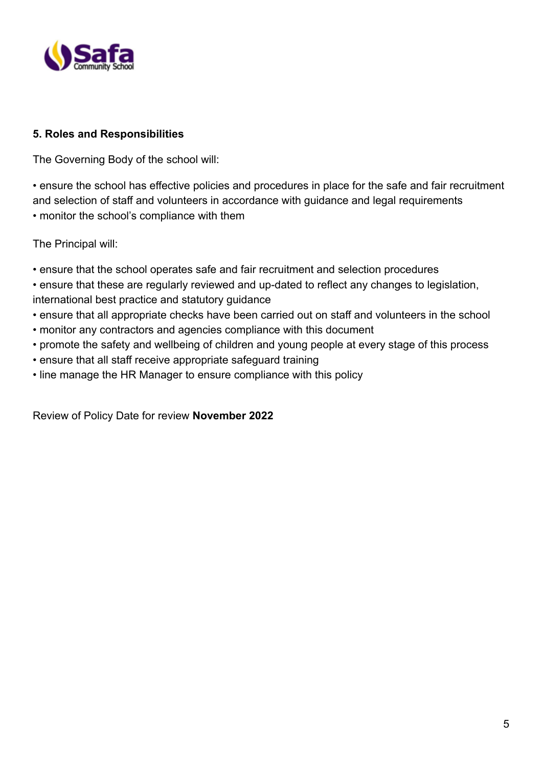## 5. Roles and Responsibilities

The Governing Body of the school will:

- ensure the school has effective policies and procedures in place for the safe and fair recruitment and selection of staff and volunteers in accordance with guidance and legal requirements
- monitor the school's compliance with them

The Principal will:

- ensure that the school operates safe and fair recruitment and selection procedures
- ensure that these are regularly reviewed and up-dated to reflect any changes to legislation, international best practice and statutory guidance
- ensure that all appropriate checks have been carried out on staff and volunteers in the school
- monitor any contractors and agencies compliance with this document
- promote the safety and wellbeing of children and young people at every stage of this process
- ensure that all staff receive appropriate safeguard training
- line manage the HR Manager to ensure compliance with this policy

Review of Policy Date for review **November 2022**